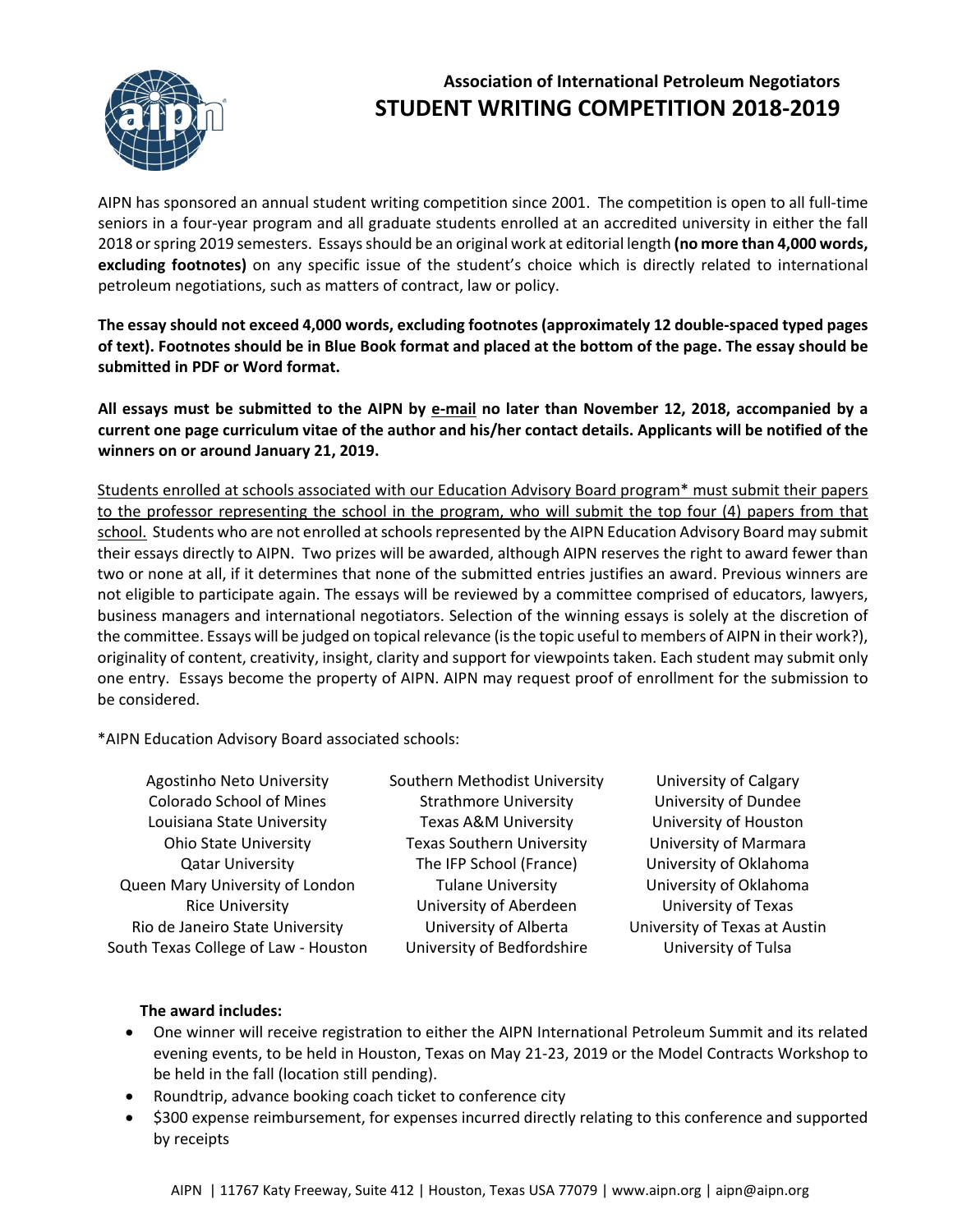## Association of International Petroleum Negotiators

# STUDENT WRITING COMPETITION 2018-2019

AIPN has sponsored an annual student writing competition since 2001. The competition is open to all full-time seniors in a four-year program and all graduate students enrolled at an accredited university in either the fall 2018 or spring 2019 semesters. Essays should be an original work at editorial length **(no more than 4,000 words, excluding footnotes)** on any specific issue of the student's choice which is directly related to international petroleum negotiations, such as matters of contract, law or policy.

**The essay should not exceed 4,000 words, excluding footnotes (approximately 12 double-spaced typed pages of text). Footnotes should be in Blue Book format and placed at the bottom of the page. The essay should be submitted in PDF or Word format.**

**All essays must be submitted to the AIPN by <u>e-mail</u> no later than November 12, 2018, accompanied by a current one page curriculum vitae of the author and his/her contact details. Applicants will be notified of the winners on or around January 21, 2019.**

<u>Students enrolled at schools associated with our Education Advisory Board program* must submit their papers to the professor representing the school in the program, who will submit the top four (4) papers from that school.</u> Students who are not enrolled at schools represented by the AIPN Education Advisory Board may submit their essays directly to AIPN. Two prizes will be awarded, although AIPN reserves the right to award fewer than two or none at all, if it determines that none of the submitted entries justifies an award. Previous winners are not eligible to participate again. The essays will be reviewed by a committee comprised of educators, lawyers, business managers and international negotiators. Selection of the winning essays is solely at the discretion of the committee. Essays will be judged on topical relevance (is the topic useful to members of AIPN in their work?), originality of content, creativity, insight, clarity and support for viewpoints taken. Each student may submit only one entry. Essays become the property of AIPN. AIPN may request proof of enrollment for the submission to be considered.

*AIPN Education Advisory Board associated schools:

- Agostinho Neto University
- Colorado School of Mines
- Louisiana State University
- Ohio State University
- Qatar University
- Queen Mary University of London
- Rice University
- Rio de Janeiro State University
- South Texas College of Law - Houston
- Southern Methodist University
- Strathmore University
- Texas A&M University
- Texas Southern University
- The IFP School (France)
- Tulane University
- University of Aberdeen
- University of Alberta
- University of Bedfordshire
- University of Calgary
- University of Dundee
- University of Houston
- University of Marmara
- University of Oklahoma
- University of Oklahoma
- University of Texas
- University of Texas at Austin
- University of Tulsa

**The award includes:**

- One winner will receive registration to either the AIPN International Petroleum Summit and its related evening events, to be held in Houston, Texas on May 21-23, 2019 or the Model Contracts Workshop to be held in the fall (location still pending).
- Roundtrip, advance booking coach ticket to conference city
- $300 expense reimbursement, for expenses incurred directly relating to this conference and supported by receipts

AIPN | 11767 Katy Freeway, Suite 412 | Houston, Texas USA 77079 | www.aipn.org | aipn@aipn.org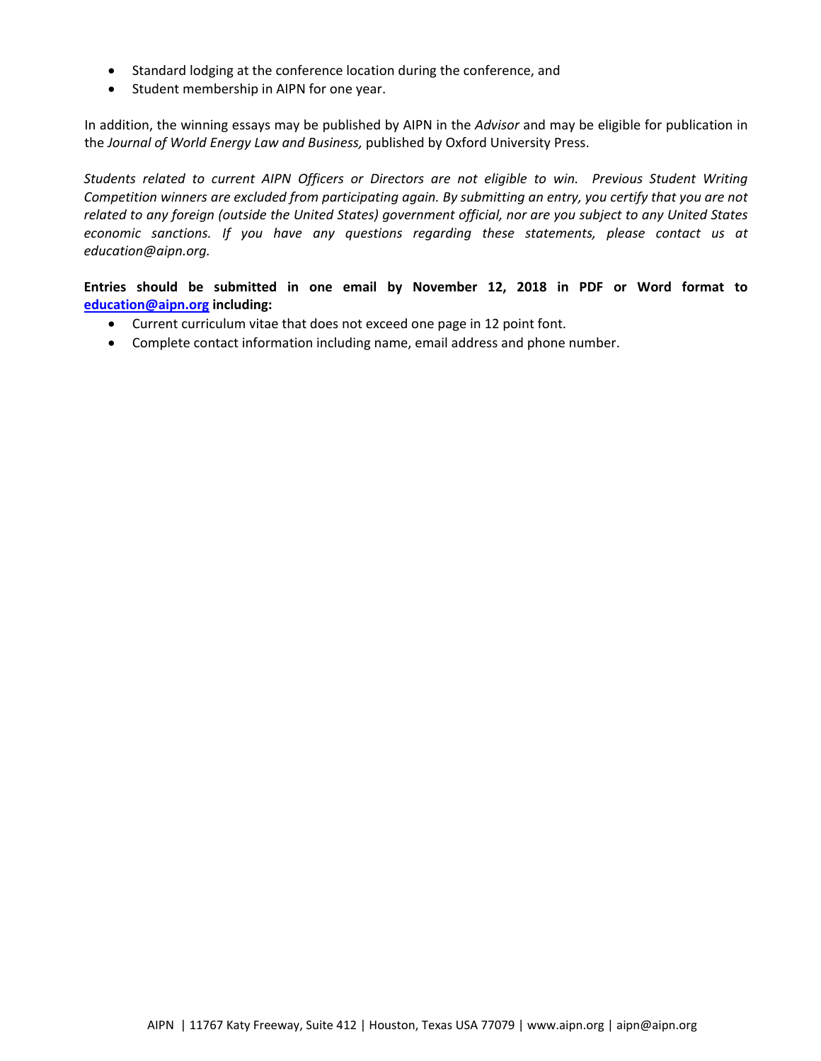- Standard lodging at the conference location during the conference, and
- Student membership in AIPN for one year.

In addition, the winning essays may be published by AIPN in the *Advisor* and may be eligible for publication in the *Journal of World Energy Law and Business,* published by Oxford University Press.

*Students related to current AIPN Officers or Directors are not eligible to win. Previous Student Writing Competition winners are excluded from participating again. By submitting an entry, you certify that you are not related to any foreign (outside the United States) government official, nor are you subject to any United States economic sanctions. If you have any questions regarding these statements, please contact us at education@aipn.org.*

**Entries should be submitted in one email by November 12, 2018 in PDF or Word format to [education@aipn.org](mailto:education@aipn.org) including:**

- Current curriculum vitae that does not exceed one page in 12 point font.
- Complete contact information including name, email address and phone number.